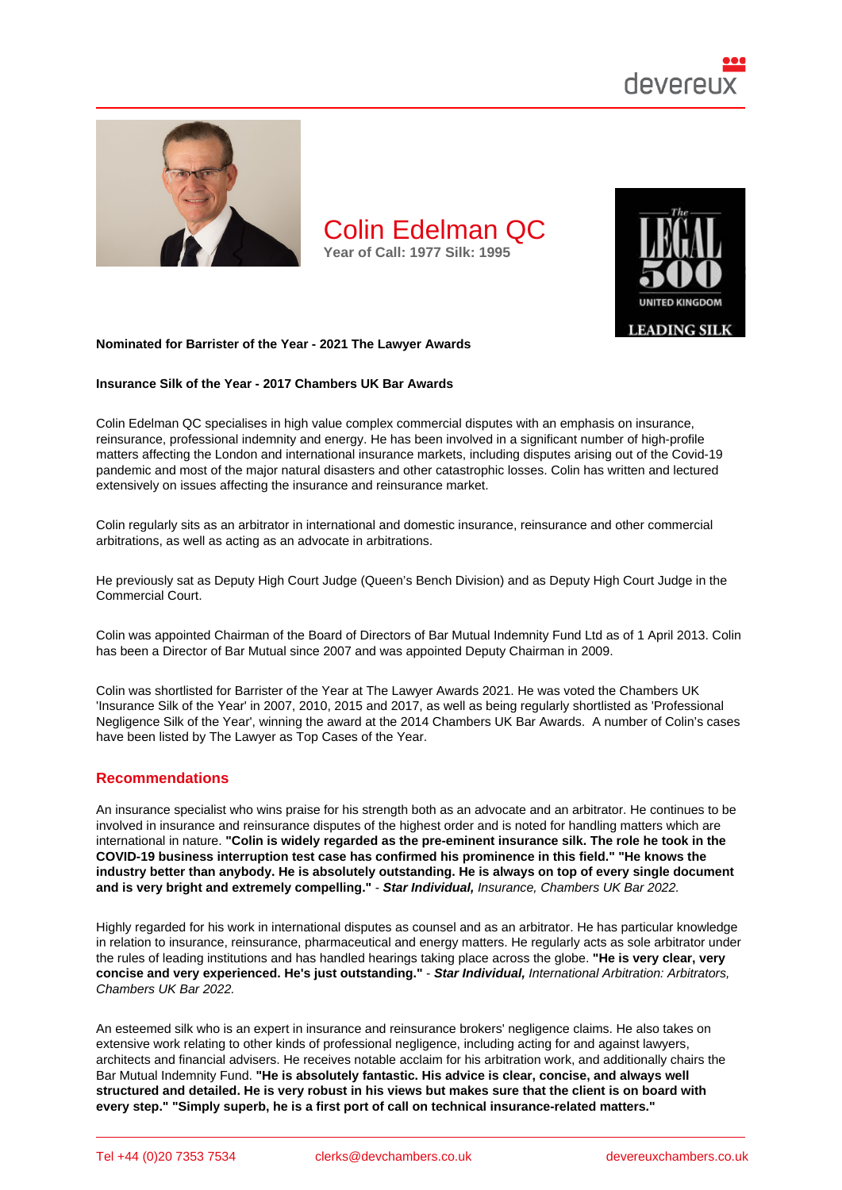# Colin Edelman QC

Year of Call: 1977 Silk: 1995

**Nominated for Barrister of the Year - 2021 The Lawyer Awards**

**Insurance Silk of the Year - 2017 Chambers UK Bar Awards**

Colin Edelman QC specialises in high value complex commercial disputes with an emphasis on insurance, reinsurance, professional indemnity and energy. He has been involved in a significant number of high-profile matters affecting the London and international insurance markets, including disputes arising out of the Covid-19 pandemic and most of the major natural disasters and other catastrophic losses. Colin has written and lectured extensively on issues affecting the insurance and reinsurance market.

Colin regularly sits as an arbitrator in international and domestic insurance, reinsurance and other commercial arbitrations, as well as acting as an advocate in arbitrations.

He previously sat as Deputy High Court Judge (Queen's Bench Division) and as Deputy High Court Judge in the Commercial Court.

Colin was appointed Chairman of the Board of Directors of Bar Mutual Indemnity Fund Ltd as of 1 April 2013. Colin has been a Director of Bar Mutual since 2007 and was appointed Deputy Chairman in 2009.

Colin was shortlisted for Barrister of the Year at The Lawyer Awards 2021. He was voted the Chambers UK 'Insurance Silk of the Year' in 2007, 2010, 2015 and 2017, as well as being regularly shortlisted as 'Professional Negligence Silk of the Year', winning the award at the 2014 Chambers UK Bar Awards. A number of Colin's cases have been listed by The Lawyer as Top Cases of the Year.

## Recommendations

An insurance specialist who wins praise for his strength both as an advocate and an arbitrator. He continues to be involved in insurance and reinsurance disputes of the highest order and is noted for handling matters which are international in nature. **"Colin is widely regarded as the pre-eminent insurance silk. The role he took in the COVID-19 business interruption test case has confirmed his prominence in this field." "He knows the industry better than anybody. He is absolutely outstanding. He is always on top of every single document and is very bright and extremely compelling."** - ***Star Individual,*** *Insurance, Chambers UK Bar 2022.*

Highly regarded for his work in international disputes as counsel and as an arbitrator. He has particular knowledge in relation to insurance, reinsurance, pharmaceutical and energy matters. He regularly acts as sole arbitrator under the rules of leading institutions and has handled hearings taking place across the globe. **"He is very clear, very concise and very experienced. He's just outstanding."** - ***Star Individual,*** *International Arbitration: Arbitrators, Chambers UK Bar 2022.*

An esteemed silk who is an expert in insurance and reinsurance brokers' negligence claims. He also takes on extensive work relating to other kinds of professional negligence, including acting for and against lawyers, architects and financial advisers. He receives notable acclaim for his arbitration work, and additionally chairs the Bar Mutual Indemnity Fund. **"He is absolutely fantastic. His advice is clear, concise, and always well structured and detailed. He is very robust in his views but makes sure that the client is on board with every step." "Simply superb, he is a first port of call on technical insurance-related matters."**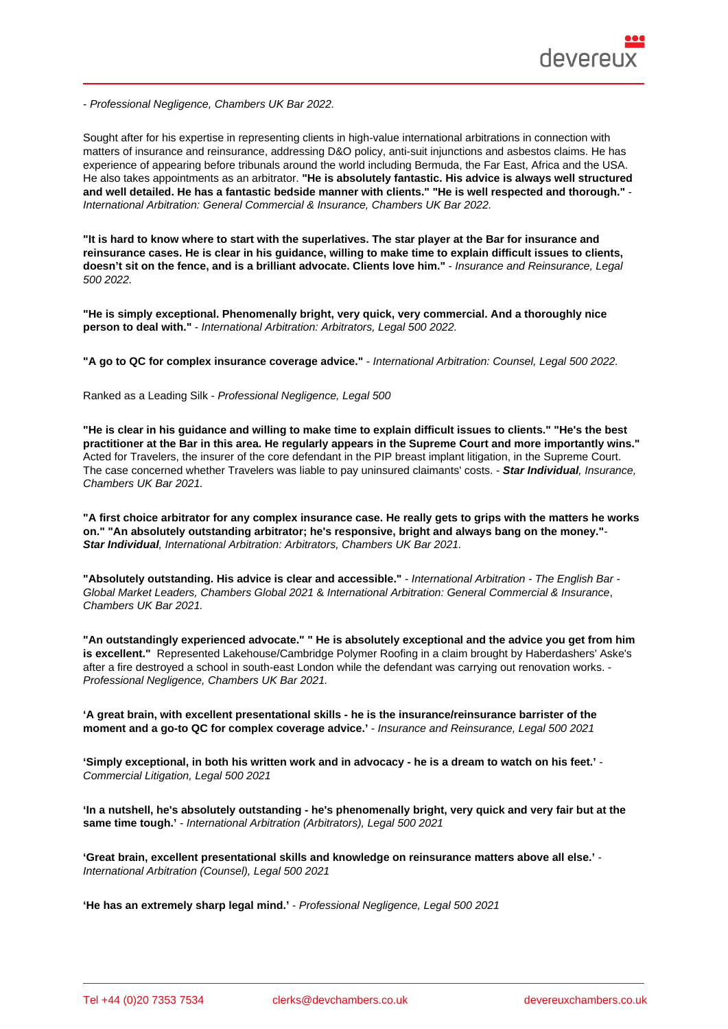- *Professional Negligence, Chambers UK Bar 2022.*

Sought after for his expertise in representing clients in high-value international arbitrations in connection with matters of insurance and reinsurance, addressing D&O policy, anti-suit injunctions and asbestos claims. He has experience of appearing before tribunals around the world including Bermuda, the Far East, Africa and the USA. He also takes appointments as an arbitrator. **"He is absolutely fantastic. His advice is always well structured and well detailed. He has a fantastic bedside manner with clients." "He is well respected and thorough."** - *International Arbitration: General Commercial & Insurance, Chambers UK Bar 2022.*

**"It is hard to know where to start with the superlatives. The star player at the Bar for insurance and reinsurance cases. He is clear in his guidance, willing to make time to explain difficult issues to clients, doesn't sit on the fence, and is a brilliant advocate. Clients love him."** - *Insurance and Reinsurance, Legal 500 2022.*

**"He is simply exceptional. Phenomenally bright, very quick, very commercial. And a thoroughly nice person to deal with."** - *International Arbitration: Arbitrators, Legal 500 2022.*

**"A go to QC for complex insurance coverage advice."** - *International Arbitration: Counsel, Legal 500 2022.*

Ranked as a Leading Silk - *Professional Negligence, Legal 500*

**"He is clear in his guidance and willing to make time to explain difficult issues to clients." "He's the best practitioner at the Bar in this area. He regularly appears in the Supreme Court and more importantly wins."** Acted for Travelers, the insurer of the core defendant in the PIP breast implant litigation, in the Supreme Court. The case concerned whether Travelers was liable to pay uninsured claimants' costs. - ***Star Individual**, Insurance, Chambers UK Bar 2021.*

**"A first choice arbitrator for any complex insurance case. He really gets to grips with the matters he works on." "An absolutely outstanding arbitrator; he's responsive, bright and always bang on the money."**- ***Star Individual**, International Arbitration: Arbitrators, Chambers UK Bar 2021.*

**"Absolutely outstanding. His advice is clear and accessible."** - *International Arbitration - The English Bar - Global Market Leaders, Chambers Global 2021* & *International Arbitration: General Commercial & Insurance*, *Chambers UK Bar 2021.*

**"An outstandingly experienced advocate." " He is absolutely exceptional and the advice you get from him is excellent."** Represented Lakehouse/Cambridge Polymer Roofing in a claim brought by Haberdashers' Aske's after a fire destroyed a school in south-east London while the defendant was carrying out renovation works. - *Professional Negligence, Chambers UK Bar 2021.*

**'A great brain, with excellent presentational skills - he is the insurance/reinsurance barrister of the moment and a go-to QC for complex coverage advice.'** - *Insurance and Reinsurance, Legal 500 2021*

**'Simply exceptional, in both his written work and in advocacy - he is a dream to watch on his feet.'** - *Commercial Litigation, Legal 500 2021*

**'In a nutshell, he's absolutely outstanding - he's phenomenally bright, very quick and very fair but at the same time tough.'** - *International Arbitration (Arbitrators), Legal 500 2021*

**'Great brain, excellent presentational skills and knowledge on reinsurance matters above all else.'** - *International Arbitration (Counsel), Legal 500 2021*

**'He has an extremely sharp legal mind.'** - *Professional Negligence, Legal 500 2021*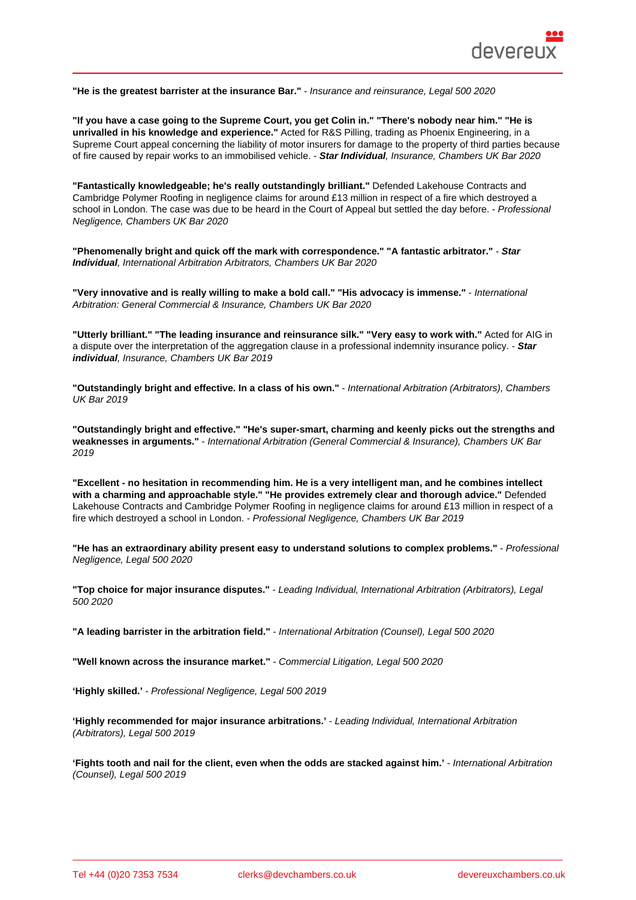**"He is the greatest barrister at the insurance Bar."** - *Insurance and reinsurance, Legal 500 2020*

**"If you have a case going to the Supreme Court, you get Colin in." "There's nobody near him." "He is unrivalled in his knowledge and experience."** Acted for R&S Pilling, trading as Phoenix Engineering, in a Supreme Court appeal concerning the liability of motor insurers for damage to the property of third parties because of fire caused by repair works to an immobilised vehicle. - ***Star Individual**, Insurance, Chambers UK Bar 2020*

**"Fantastically knowledgeable; he's really outstandingly brilliant."** Defended Lakehouse Contracts and Cambridge Polymer Roofing in negligence claims for around £13 million in respect of a fire which destroyed a school in London. The case was due to be heard in the Court of Appeal but settled the day before. - *Professional Negligence, Chambers UK Bar 2020*

**"Phenomenally bright and quick off the mark with correspondence." "A fantastic arbitrator."** - ***Star Individual**, International Arbitration Arbitrators, Chambers UK Bar 2020*

**"Very innovative and is really willing to make a bold call." "His advocacy is immense."** - *International Arbitration: General Commercial & Insurance, Chambers UK Bar 2020*

**"Utterly brilliant." "The leading insurance and reinsurance silk." "Very easy to work with."** Acted for AIG in a dispute over the interpretation of the aggregation clause in a professional indemnity insurance policy. - ***Star individual**, Insurance, Chambers UK Bar 2019*

**"Outstandingly bright and effective. In a class of his own."** - *International Arbitration (Arbitrators), Chambers UK Bar 2019*

**"Outstandingly bright and effective." "He's super-smart, charming and keenly picks out the strengths and weaknesses in arguments."** - *International Arbitration (General Commercial & Insurance), Chambers UK Bar 2019*

**"Excellent - no hesitation in recommending him. He is a very intelligent man, and he combines intellect with a charming and approachable style." "He provides extremely clear and thorough advice."** Defended Lakehouse Contracts and Cambridge Polymer Roofing in negligence claims for around £13 million in respect of a fire which destroyed a school in London. - *Professional Negligence, Chambers UK Bar 2019*

**"He has an extraordinary ability present easy to understand solutions to complex problems."** - *Professional Negligence, Legal 500 2020*

**"Top choice for major insurance disputes."** - *Leading Individual, International Arbitration (Arbitrators), Legal 500 2020*

**"A leading barrister in the arbitration field."** - *International Arbitration (Counsel), Legal 500 2020*

**"Well known across the insurance market."** - *Commercial Litigation, Legal 500 2020*

**'Highly skilled.'** - *Professional Negligence, Legal 500 2019*

**'Highly recommended for major insurance arbitrations.'** - *Leading Individual, International Arbitration (Arbitrators), Legal 500 2019*

**'Fights tooth and nail for the client, even when the odds are stacked against him.'** - *International Arbitration (Counsel), Legal 500 2019*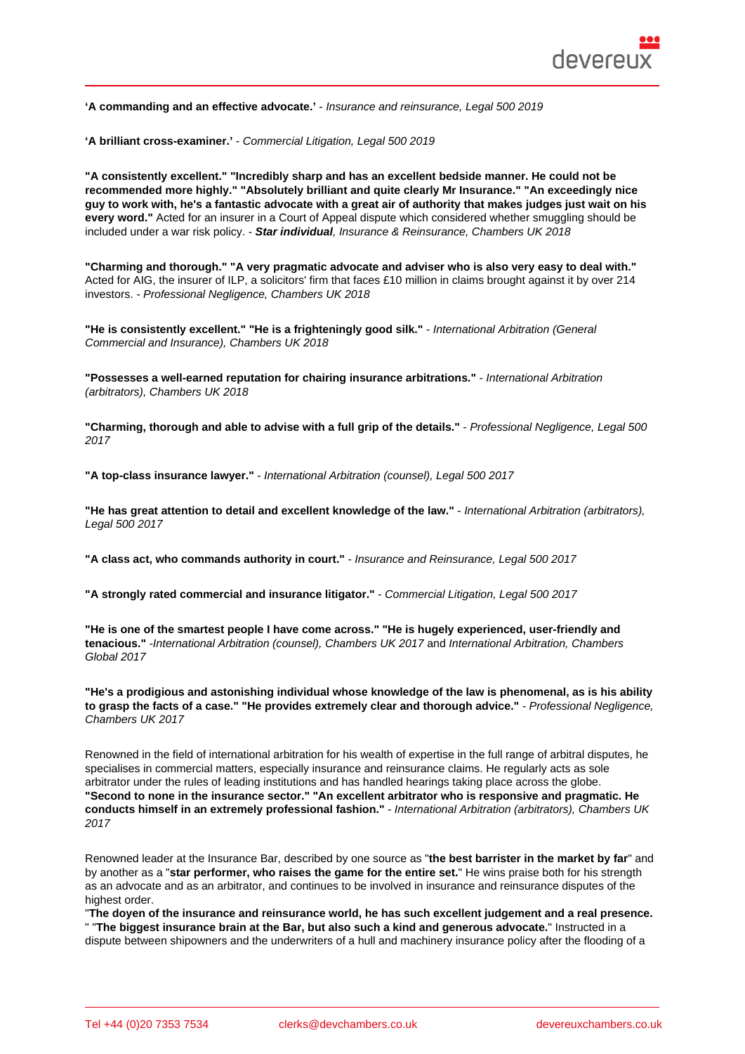**'A commanding and an effective advocate.'** - *Insurance and reinsurance, Legal 500 2019*

**'A brilliant cross-examiner.'** - *Commercial Litigation, Legal 500 2019*

**"A consistently excellent." "Incredibly sharp and has an excellent bedside manner. He could not be recommended more highly." "Absolutely brilliant and quite clearly Mr Insurance." "An exceedingly nice guy to work with, he's a fantastic advocate with a great air of authority that makes judges just wait on his every word."** Acted for an insurer in a Court of Appeal dispute which considered whether smuggling should be included under a war risk policy. - ***Star individual****, Insurance & Reinsurance, Chambers UK 2018*

**"Charming and thorough." "A very pragmatic advocate and adviser who is also very easy to deal with."** Acted for AIG, the insurer of ILP, a solicitors' firm that faces £10 million in claims brought against it by over 214 investors. - *Professional Negligence, Chambers UK 2018*

**"He is consistently excellent." "He is a frighteningly good silk."** - *International Arbitration (General Commercial and Insurance), Chambers UK 2018*

**"Possesses a well-earned reputation for chairing insurance arbitrations."** - *International Arbitration (arbitrators), Chambers UK 2018*

**"Charming, thorough and able to advise with a full grip of the details."** - *Professional Negligence, Legal 500 2017*

**"A top-class insurance lawyer."** - *International Arbitration (counsel), Legal 500 2017*

**"He has great attention to detail and excellent knowledge of the law."** - *International Arbitration (arbitrators), Legal 500 2017*

**"A class act, who commands authority in court."** - *Insurance and Reinsurance, Legal 500 2017*

**"A strongly rated commercial and insurance litigator."** - *Commercial Litigation, Legal 500 2017*

**"He is one of the smartest people I have come across." "He is hugely experienced, user-friendly and tenacious."** -*International Arbitration (counsel), Chambers UK 2017* and *International Arbitration, Chambers Global 2017*

**"He's a prodigious and astonishing individual whose knowledge of the law is phenomenal, as is his ability to grasp the facts of a case." "He provides extremely clear and thorough advice."** - *Professional Negligence, Chambers UK 2017*

Renowned in the field of international arbitration for his wealth of expertise in the full range of arbitral disputes, he specialises in commercial matters, especially insurance and reinsurance claims. He regularly acts as sole arbitrator under the rules of leading institutions and has handled hearings taking place across the globe. **"Second to none in the insurance sector." "An excellent arbitrator who is responsive and pragmatic. He conducts himself in an extremely professional fashion."** - *International Arbitration (arbitrators), Chambers UK 2017*

Renowned leader at the Insurance Bar, described by one source as "**the best barrister in the market by far**" and by another as a "**star performer, who raises the game for the entire set.**" He wins praise both for his strength as an advocate and as an arbitrator, and continues to be involved in insurance and reinsurance disputes of the highest order.
"**The doyen of the insurance and reinsurance world, he has such excellent judgement and a real presence.**" "**The biggest insurance brain at the Bar, but also such a kind and generous advocate.**" Instructed in a dispute between shipowners and the underwriters of a hull and machinery insurance policy after the flooding of a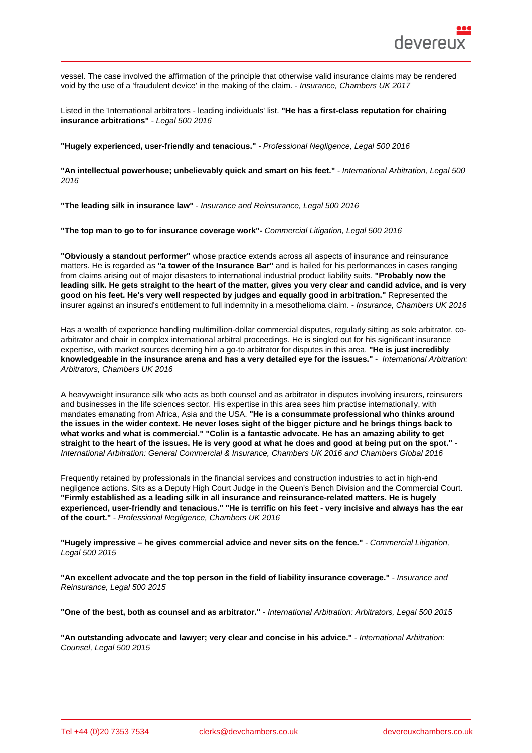vessel. The case involved the affirmation of the principle that otherwise valid insurance claims may be rendered void by the use of a 'fraudulent device' in the making of the claim. - *Insurance, Chambers UK 2017*

Listed in the 'International arbitrators - leading individuals' list. **"He has a first-class reputation for chairing insurance arbitrations"** - *Legal 500 2016*

**"Hugely experienced, user-friendly and tenacious."** - *Professional Negligence, Legal 500 2016*

**"An intellectual powerhouse; unbelievably quick and smart on his feet."** - *International Arbitration, Legal 500 2016*

**"The leading silk in insurance law"** - *Insurance and Reinsurance, Legal 500 2016*

**"The top man to go to for insurance coverage work"-** *Commercial Litigation, Legal 500 2016*

**"Obviously a standout performer"** whose practice extends across all aspects of insurance and reinsurance matters. He is regarded as **"a tower of the Insurance Bar"** and is hailed for his performances in cases ranging from claims arising out of major disasters to international industrial product liability suits. **"Probably now the leading silk. He gets straight to the heart of the matter, gives you very clear and candid advice, and is very good on his feet. He's very well respected by judges and equally good in arbitration."** Represented the insurer against an insured's entitlement to full indemnity in a mesothelioma claim. - *Insurance, Chambers UK 2016*

Has a wealth of experience handling multimillion-dollar commercial disputes, regularly sitting as sole arbitrator, co-arbitrator and chair in complex international arbitral proceedings. He is singled out for his significant insurance expertise, with market sources deeming him a go-to arbitrator for disputes in this area. **"He is just incredibly knowledgeable in the insurance arena and has a very detailed eye for the issues."** - *International Arbitration: Arbitrators, Chambers UK 2016*

A heavyweight insurance silk who acts as both counsel and as arbitrator in disputes involving insurers, reinsurers and businesses in the life sciences sector. His expertise in this area sees him practise internationally, with mandates emanating from Africa, Asia and the USA. **"He is a consummate professional who thinks around the issues in the wider context. He never loses sight of the bigger picture and he brings things back to what works and what is commercial." "Colin is a fantastic advocate. He has an amazing ability to get straight to the heart of the issues. He is very good at what he does and good at being put on the spot."** - *International Arbitration: General Commercial & Insurance, Chambers UK 2016 and Chambers Global 2016*

Frequently retained by professionals in the financial services and construction industries to act in high-end negligence actions. Sits as a Deputy High Court Judge in the Queen's Bench Division and the Commercial Court. **"Firmly established as a leading silk in all insurance and reinsurance-related matters. He is hugely experienced, user-friendly and tenacious." "He is terrific on his feet - very incisive and always has the ear of the court."** - *Professional Negligence, Chambers UK 2016*

**"Hugely impressive – he gives commercial advice and never sits on the fence."** - *Commercial Litigation, Legal 500 2015*

**"An excellent advocate and the top person in the field of liability insurance coverage."** - *Insurance and Reinsurance, Legal 500 2015*

**"One of the best, both as counsel and as arbitrator."** - *International Arbitration: Arbitrators, Legal 500 2015*

**"An outstanding advocate and lawyer; very clear and concise in his advice."** - *International Arbitration: Counsel, Legal 500 2015*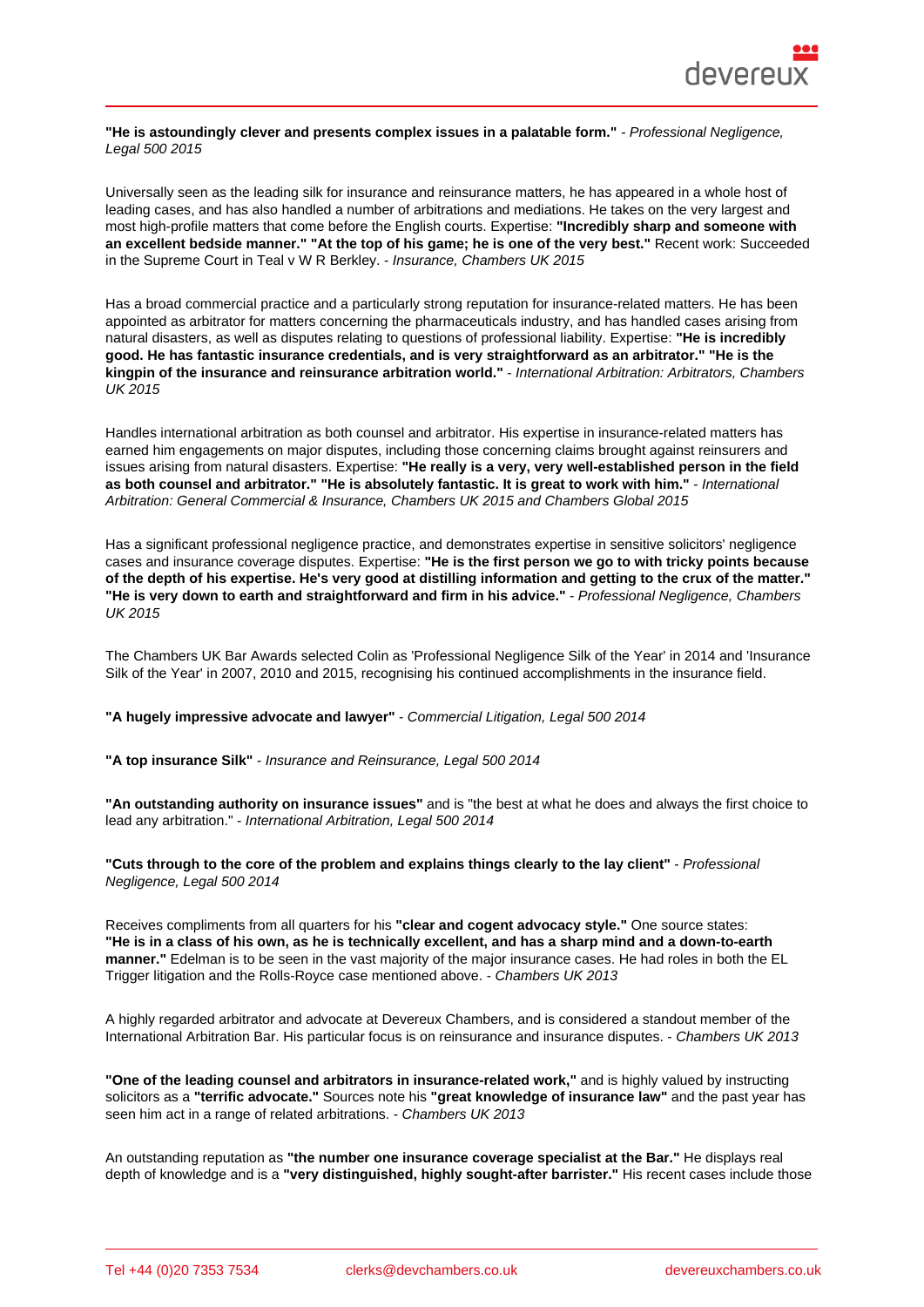**"He is astoundingly clever and presents complex issues in a palatable form."** - *Professional Negligence, Legal 500 2015*

Universally seen as the leading silk for insurance and reinsurance matters, he has appeared in a whole host of leading cases, and has also handled a number of arbitrations and mediations. He takes on the very largest and most high-profile matters that come before the English courts. Expertise: **"Incredibly sharp and someone with an excellent bedside manner." "At the top of his game; he is one of the very best."** Recent work: Succeeded in the Supreme Court in Teal v W R Berkley. - *Insurance, Chambers UK 2015*

Has a broad commercial practice and a particularly strong reputation for insurance-related matters. He has been appointed as arbitrator for matters concerning the pharmaceuticals industry, and has handled cases arising from natural disasters, as well as disputes relating to questions of professional liability. Expertise: **"He is incredibly good. He has fantastic insurance credentials, and is very straightforward as an arbitrator." "He is the kingpin of the insurance and reinsurance arbitration world."** - *International Arbitration: Arbitrators, Chambers UK 2015*

Handles international arbitration as both counsel and arbitrator. His expertise in insurance-related matters has earned him engagements on major disputes, including those concerning claims brought against reinsurers and issues arising from natural disasters. Expertise: **"He really is a very, very well-established person in the field as both counsel and arbitrator." "He is absolutely fantastic. It is great to work with him."** - *International Arbitration: General Commercial & Insurance, Chambers UK 2015 and Chambers Global 2015*

Has a significant professional negligence practice, and demonstrates expertise in sensitive solicitors' negligence cases and insurance coverage disputes. Expertise: **"He is the first person we go to with tricky points because of the depth of his expertise. He's very good at distilling information and getting to the crux of the matter." "He is very down to earth and straightforward and firm in his advice."** - *Professional Negligence, Chambers UK 2015*

The Chambers UK Bar Awards selected Colin as 'Professional Negligence Silk of the Year' in 2014 and 'Insurance Silk of the Year' in 2007, 2010 and 2015, recognising his continued accomplishments in the insurance field.

**"A hugely impressive advocate and lawyer"** - *Commercial Litigation, Legal 500 2014*

**"A top insurance Silk"** - *Insurance and Reinsurance, Legal 500 2014*

**"An outstanding authority on insurance issues"** and is "the best at what he does and always the first choice to lead any arbitration." - *International Arbitration, Legal 500 2014*

**"Cuts through to the core of the problem and explains things clearly to the lay client"** - *Professional Negligence, Legal 500 2014*

Receives compliments from all quarters for his **"clear and cogent advocacy style."** One source states: **"He is in a class of his own, as he is technically excellent, and has a sharp mind and a down-to-earth manner."** Edelman is to be seen in the vast majority of the major insurance cases. He had roles in both the EL Trigger litigation and the Rolls-Royce case mentioned above. - *Chambers UK 2013*

A highly regarded arbitrator and advocate at Devereux Chambers, and is considered a standout member of the International Arbitration Bar. His particular focus is on reinsurance and insurance disputes. - *Chambers UK 2013*

**"One of the leading counsel and arbitrators in insurance-related work,"** and is highly valued by instructing solicitors as a **"terrific advocate."** Sources note his **"great knowledge of insurance law"** and the past year has seen him act in a range of related arbitrations. - *Chambers UK 2013*

An outstanding reputation as **"the number one insurance coverage specialist at the Bar."** He displays real depth of knowledge and is a **"very distinguished, highly sought-after barrister."** His recent cases include those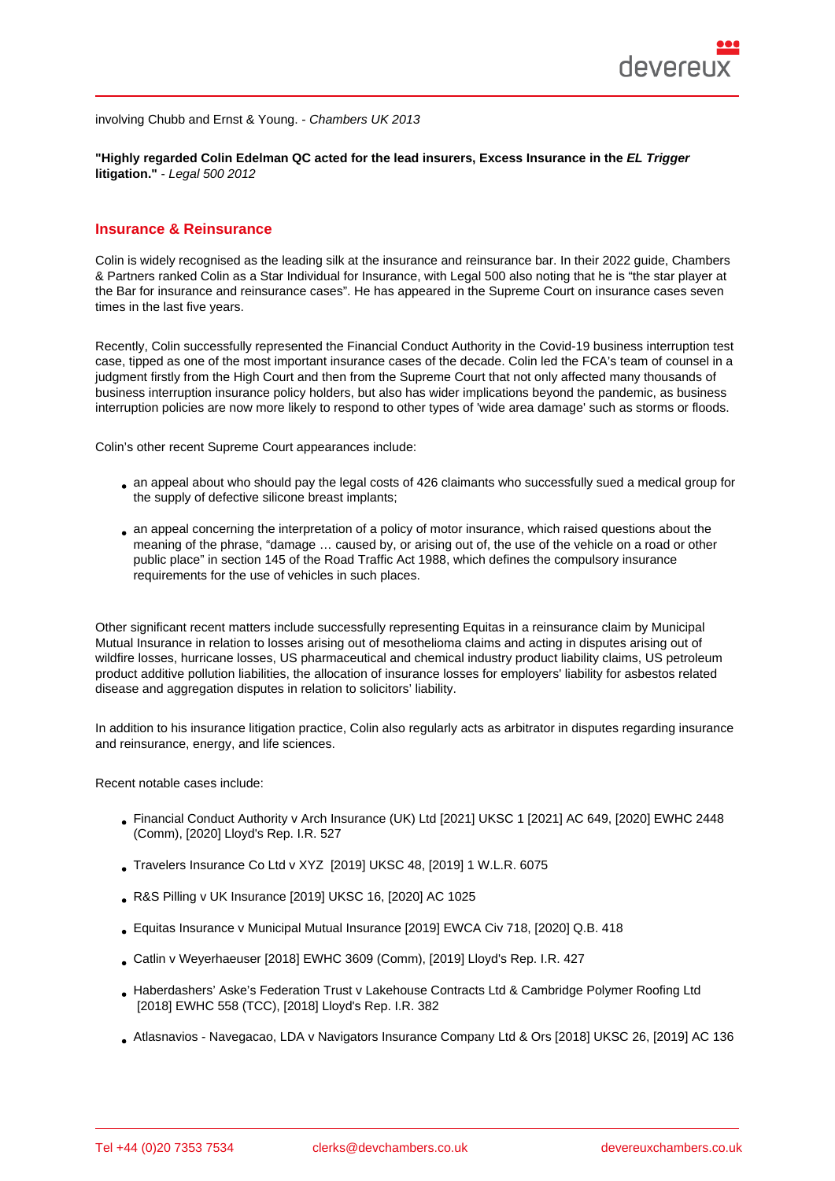involving Chubb and Ernst & Young. - *Chambers UK 2013*

**"Highly regarded Colin Edelman QC acted for the lead insurers, Excess Insurance in the *EL Trigger* litigation."** - *Legal 500 2012*

## Insurance & Reinsurance

Colin is widely recognised as the leading silk at the insurance and reinsurance bar. In their 2022 guide, Chambers & Partners ranked Colin as a Star Individual for Insurance, with Legal 500 also noting that he is "the star player at the Bar for insurance and reinsurance cases". He has appeared in the Supreme Court on insurance cases seven times in the last five years.

Recently, Colin successfully represented the Financial Conduct Authority in the Covid-19 business interruption test case, tipped as one of the most important insurance cases of the decade. Colin led the FCA's team of counsel in a judgment firstly from the High Court and then from the Supreme Court that not only affected many thousands of business interruption insurance policy holders, but also has wider implications beyond the pandemic, as business interruption policies are now more likely to respond to other types of 'wide area damage' such as storms or floods.

Colin's other recent Supreme Court appearances include:

- an appeal about who should pay the legal costs of 426 claimants who successfully sued a medical group for the supply of defective silicone breast implants;
- an appeal concerning the interpretation of a policy of motor insurance, which raised questions about the meaning of the phrase, "damage … caused by, or arising out of, the use of the vehicle on a road or other public place" in section 145 of the Road Traffic Act 1988, which defines the compulsory insurance requirements for the use of vehicles in such places.

Other significant recent matters include successfully representing Equitas in a reinsurance claim by Municipal Mutual Insurance in relation to losses arising out of mesothelioma claims and acting in disputes arising out of wildfire losses, hurricane losses, US pharmaceutical and chemical industry product liability claims, US petroleum product additive pollution liabilities, the allocation of insurance losses for employers' liability for asbestos related disease and aggregation disputes in relation to solicitors' liability.

In addition to his insurance litigation practice, Colin also regularly acts as arbitrator in disputes regarding insurance and reinsurance, energy, and life sciences.

Recent notable cases include:

- Financial Conduct Authority v Arch Insurance (UK) Ltd [2021] UKSC 1 [2021] AC 649, [2020] EWHC 2448 (Comm), [2020] Lloyd's Rep. I.R. 527
- Travelers Insurance Co Ltd v XYZ [2019] UKSC 48, [2019] 1 W.L.R. 6075
- R&S Pilling v UK Insurance [2019] UKSC 16, [2020] AC 1025
- Equitas Insurance v Municipal Mutual Insurance [2019] EWCA Civ 718, [2020] Q.B. 418
- Catlin v Weyerhaeuser [2018] EWHC 3609 (Comm), [2019] Lloyd's Rep. I.R. 427
- Haberdashers' Aske's Federation Trust v Lakehouse Contracts Ltd & Cambridge Polymer Roofing Ltd [2018] EWHC 558 (TCC), [2018] Lloyd's Rep. I.R. 382
- Atlasnavios - Navegacao, LDA v Navigators Insurance Company Ltd & Ors [2018] UKSC 26, [2019] AC 136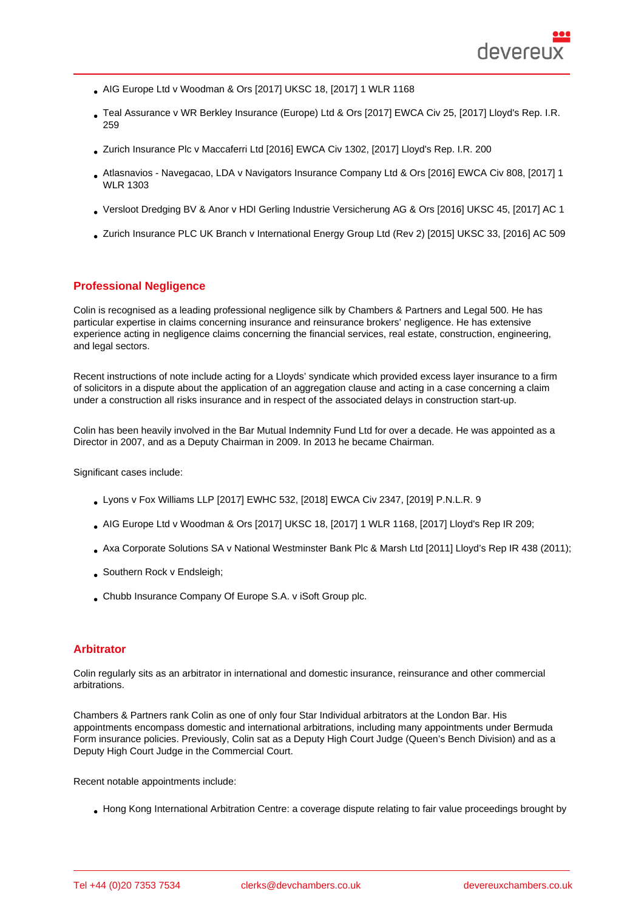- AIG Europe Ltd v Woodman & Ors [2017] UKSC 18, [2017] 1 WLR 1168
- Teal Assurance v WR Berkley Insurance (Europe) Ltd & Ors [2017] EWCA Civ 25, [2017] Lloyd's Rep. I.R. 259
- Zurich Insurance Plc v Maccaferri Ltd [2016] EWCA Civ 1302, [2017] Lloyd's Rep. I.R. 200
- Atlasnavios - Navegacao, LDA v Navigators Insurance Company Ltd & Ors [2016] EWCA Civ 808, [2017] 1 WLR 1303
- Versloot Dredging BV & Anor v HDI Gerling Industrie Versicherung AG & Ors [2016] UKSC 45, [2017] AC 1
- Zurich Insurance PLC UK Branch v International Energy Group Ltd (Rev 2) [2015] UKSC 33, [2016] AC 509

## Professional Negligence

Colin is recognised as a leading professional negligence silk by Chambers & Partners and Legal 500. He has particular expertise in claims concerning insurance and reinsurance brokers' negligence. He has extensive experience acting in negligence claims concerning the financial services, real estate, construction, engineering, and legal sectors.

Recent instructions of note include acting for a Lloyds' syndicate which provided excess layer insurance to a firm of solicitors in a dispute about the application of an aggregation clause and acting in a case concerning a claim under a construction all risks insurance and in respect of the associated delays in construction start-up.

Colin has been heavily involved in the Bar Mutual Indemnity Fund Ltd for over a decade. He was appointed as a Director in 2007, and as a Deputy Chairman in 2009. In 2013 he became Chairman.

Significant cases include:

- Lyons v Fox Williams LLP [2017] EWHC 532, [2018] EWCA Civ 2347, [2019] P.N.L.R. 9
- AIG Europe Ltd v Woodman & Ors [2017] UKSC 18, [2017] 1 WLR 1168, [2017] Lloyd's Rep IR 209;
- Axa Corporate Solutions SA v National Westminster Bank Plc & Marsh Ltd [2011] Lloyd's Rep IR 438 (2011);
- Southern Rock v Endsleigh;
- Chubb Insurance Company Of Europe S.A. v iSoft Group plc.

## Arbitrator

Colin regularly sits as an arbitrator in international and domestic insurance, reinsurance and other commercial arbitrations.

Chambers & Partners rank Colin as one of only four Star Individual arbitrators at the London Bar. His appointments encompass domestic and international arbitrations, including many appointments under Bermuda Form insurance policies. Previously, Colin sat as a Deputy High Court Judge (Queen's Bench Division) and as a Deputy High Court Judge in the Commercial Court.

Recent notable appointments include:

- Hong Kong International Arbitration Centre: a coverage dispute relating to fair value proceedings brought by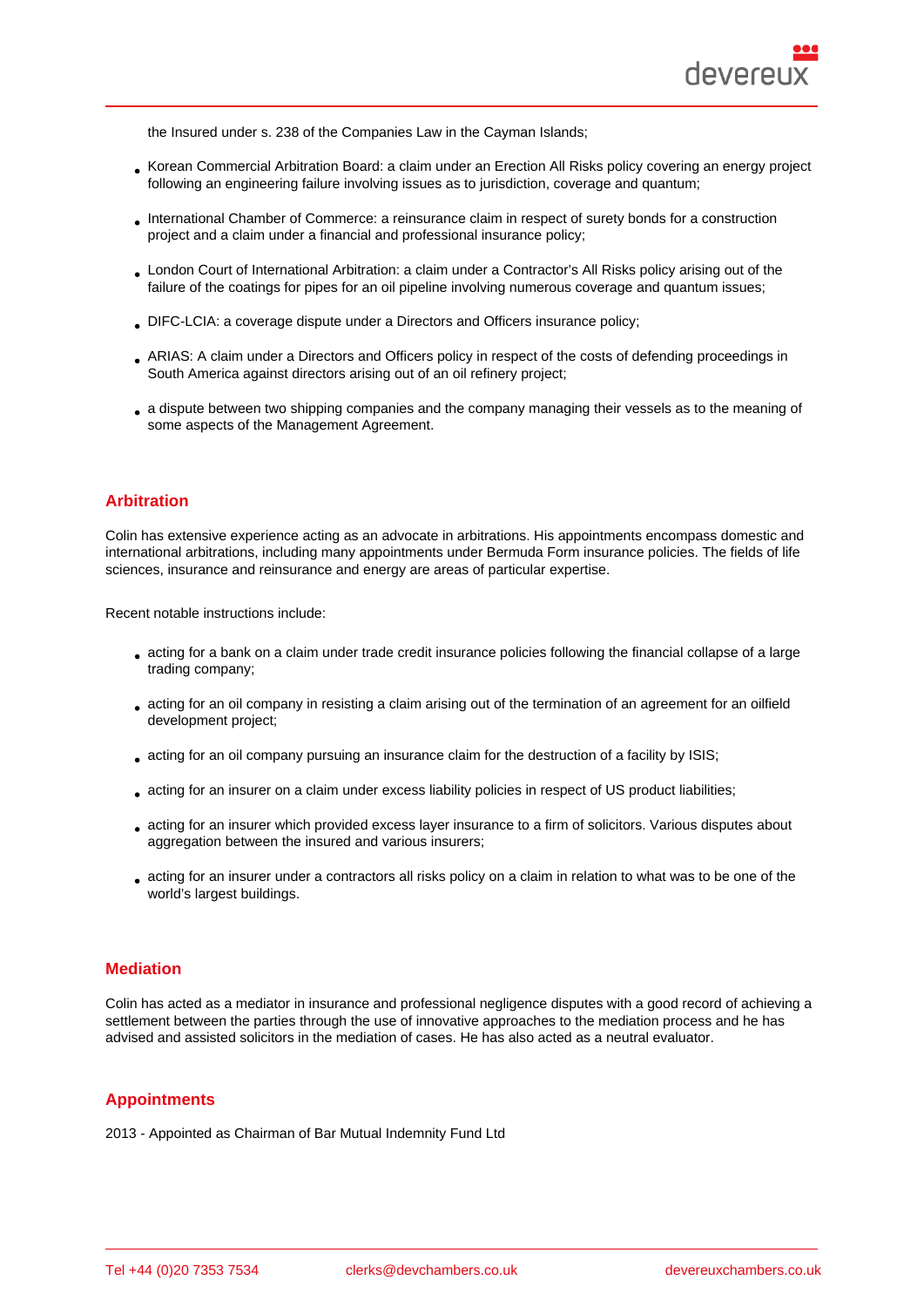the Insured under s. 238 of the Companies Law in the Cayman Islands;

- Korean Commercial Arbitration Board: a claim under an Erection All Risks policy covering an energy project following an engineering failure involving issues as to jurisdiction, coverage and quantum;
- International Chamber of Commerce: a reinsurance claim in respect of surety bonds for a construction project and a claim under a financial and professional insurance policy;
- London Court of International Arbitration: a claim under a Contractor's All Risks policy arising out of the failure of the coatings for pipes for an oil pipeline involving numerous coverage and quantum issues;
- DIFC-LCIA: a coverage dispute under a Directors and Officers insurance policy;
- ARIAS: A claim under a Directors and Officers policy in respect of the costs of defending proceedings in South America against directors arising out of an oil refinery project;
- a dispute between two shipping companies and the company managing their vessels as to the meaning of some aspects of the Management Agreement.

## Arbitration

Colin has extensive experience acting as an advocate in arbitrations. His appointments encompass domestic and international arbitrations, including many appointments under Bermuda Form insurance policies. The fields of life sciences, insurance and reinsurance and energy are areas of particular expertise.

Recent notable instructions include:

- acting for a bank on a claim under trade credit insurance policies following the financial collapse of a large trading company;
- acting for an oil company in resisting a claim arising out of the termination of an agreement for an oilfield development project;
- acting for an oil company pursuing an insurance claim for the destruction of a facility by ISIS;
- acting for an insurer on a claim under excess liability policies in respect of US product liabilities;
- acting for an insurer which provided excess layer insurance to a firm of solicitors. Various disputes about aggregation between the insured and various insurers;
- acting for an insurer under a contractors all risks policy on a claim in relation to what was to be one of the world's largest buildings.

## Mediation

Colin has acted as a mediator in insurance and professional negligence disputes with a good record of achieving a settlement between the parties through the use of innovative approaches to the mediation process and he has advised and assisted solicitors in the mediation of cases. He has also acted as a neutral evaluator.

## Appointments

2013 - Appointed as Chairman of Bar Mutual Indemnity Fund Ltd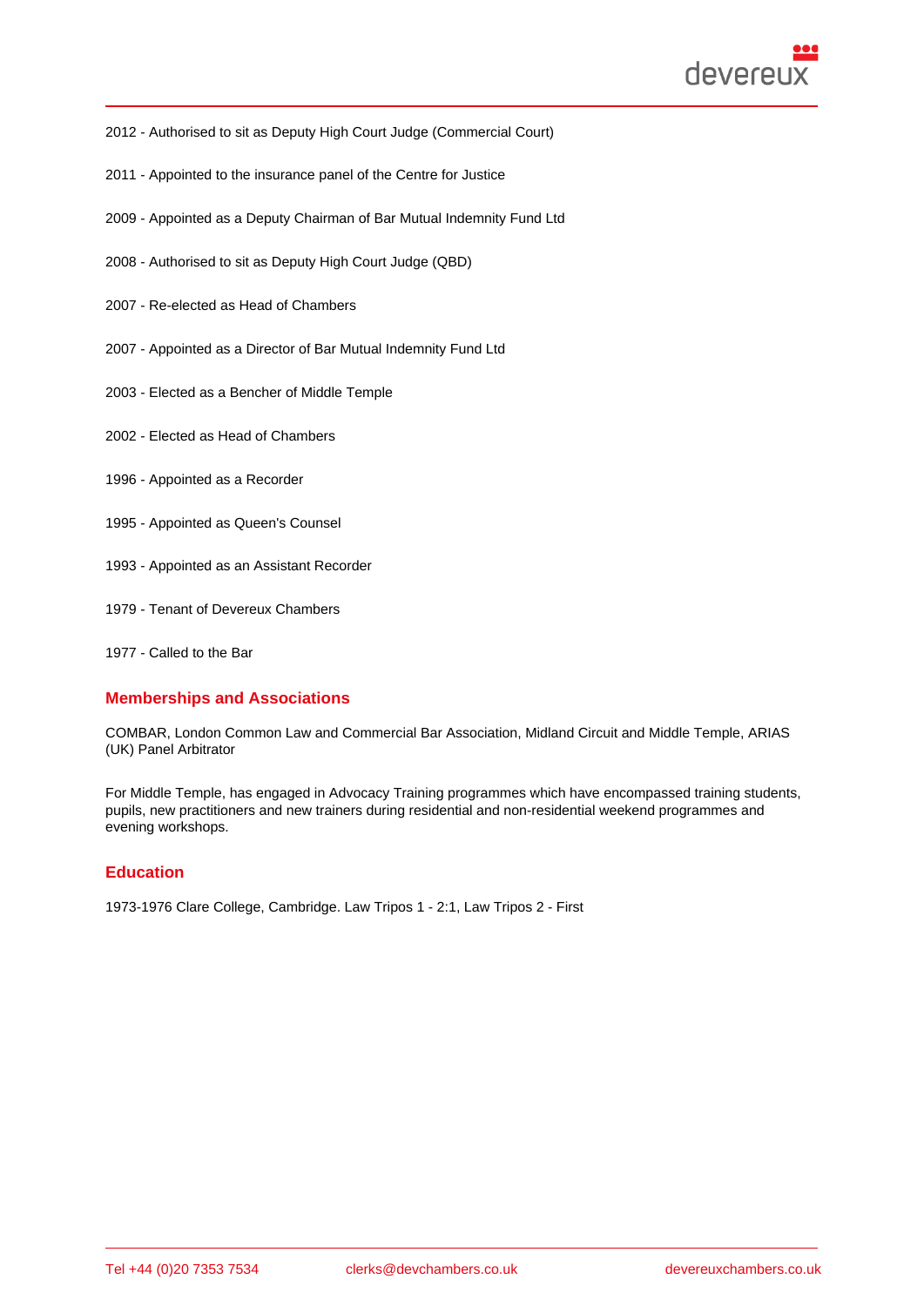2012 - Authorised to sit as Deputy High Court Judge (Commercial Court)

2011 - Appointed to the insurance panel of the Centre for Justice

2009 - Appointed as a Deputy Chairman of Bar Mutual Indemnity Fund Ltd

2008 - Authorised to sit as Deputy High Court Judge (QBD)

2007 - Re-elected as Head of Chambers

2007 - Appointed as a Director of Bar Mutual Indemnity Fund Ltd

2003 - Elected as a Bencher of Middle Temple

2002 - Elected as Head of Chambers

1996 - Appointed as a Recorder

1995 - Appointed as Queen's Counsel

1993 - Appointed as an Assistant Recorder

1979 - Tenant of Devereux Chambers

1977 - Called to the Bar

## Memberships and Associations

COMBAR, London Common Law and Commercial Bar Association, Midland Circuit and Middle Temple, ARIAS (UK) Panel Arbitrator

For Middle Temple, has engaged in Advocacy Training programmes which have encompassed training students, pupils, new practitioners and new trainers during residential and non-residential weekend programmes and evening workshops.

## Education

1973-1976 Clare College, Cambridge. Law Tripos 1 - 2:1, Law Tripos 2 - First